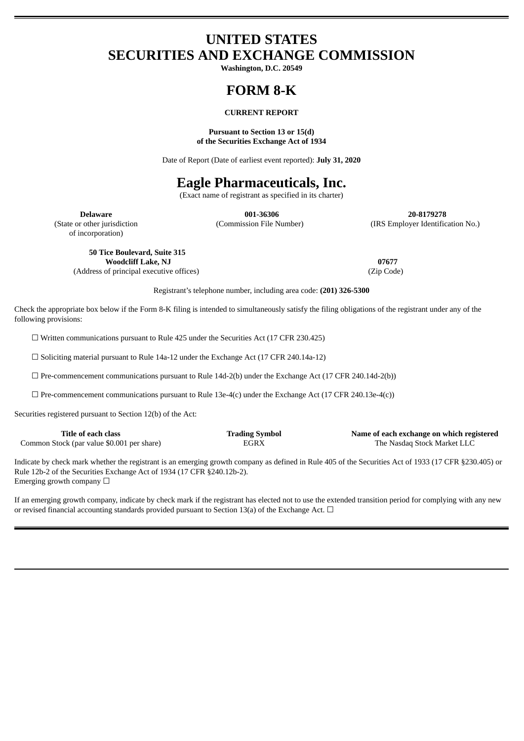# UNITED STATES
# SECURITIES AND EXCHANGE COMMISSION

**Washington, D.C. 20549**

# FORM 8-K

**CURRENT REPORT**

**Pursuant to Section 13 or 15(d)**
**of the Securities Exchange Act of 1934**

Date of Report (Date of earliest event reported): **July 31, 2020**

# Eagle Pharmaceuticals, Inc.

(Exact name of registrant as specified in its charter)

| **Delaware** | **001-36306** | **20-8179278** |
|---|---|---|
| (State or other jurisdiction of incorporation) | (Commission File Number) | (IRS Employer Identification No.) |

| **50 Tice Boulevard, Suite 315**<br>**Woodcliff Lake, NJ** | **07677** |
|---|---|
| (Address of principal executive offices) | (Zip Code) |

Registrant's telephone number, including area code: **(201) 326-5300**

Check the appropriate box below if the Form 8-K filing is intended to simultaneously satisfy the filing obligations of the registrant under any of the following provisions:

☐ Written communications pursuant to Rule 425 under the Securities Act (17 CFR 230.425)

☐ Soliciting material pursuant to Rule 14a-12 under the Exchange Act (17 CFR 240.14a-12)

☐ Pre-commencement communications pursuant to Rule 14d-2(b) under the Exchange Act (17 CFR 240.14d-2(b))

☐ Pre-commencement communications pursuant to Rule 13e-4(c) under the Exchange Act (17 CFR 240.13e-4(c))

Securities registered pursuant to Section 12(b) of the Act:

| **Title of each class** | **Trading Symbol** | **Name of each exchange on which registered** |
|---|---|---|
| Common Stock (par value $0.001 per share) | EGRX | The Nasdaq Stock Market LLC |

Indicate by check mark whether the registrant is an emerging growth company as defined in Rule 405 of the Securities Act of 1933 (17 CFR §230.405) or Rule 12b-2 of the Securities Exchange Act of 1934 (17 CFR §240.12b-2).
Emerging growth company ☐

If an emerging growth company, indicate by check mark if the registrant has elected not to use the extended transition period for complying with any new or revised financial accounting standards provided pursuant to Section 13(a) of the Exchange Act. ☐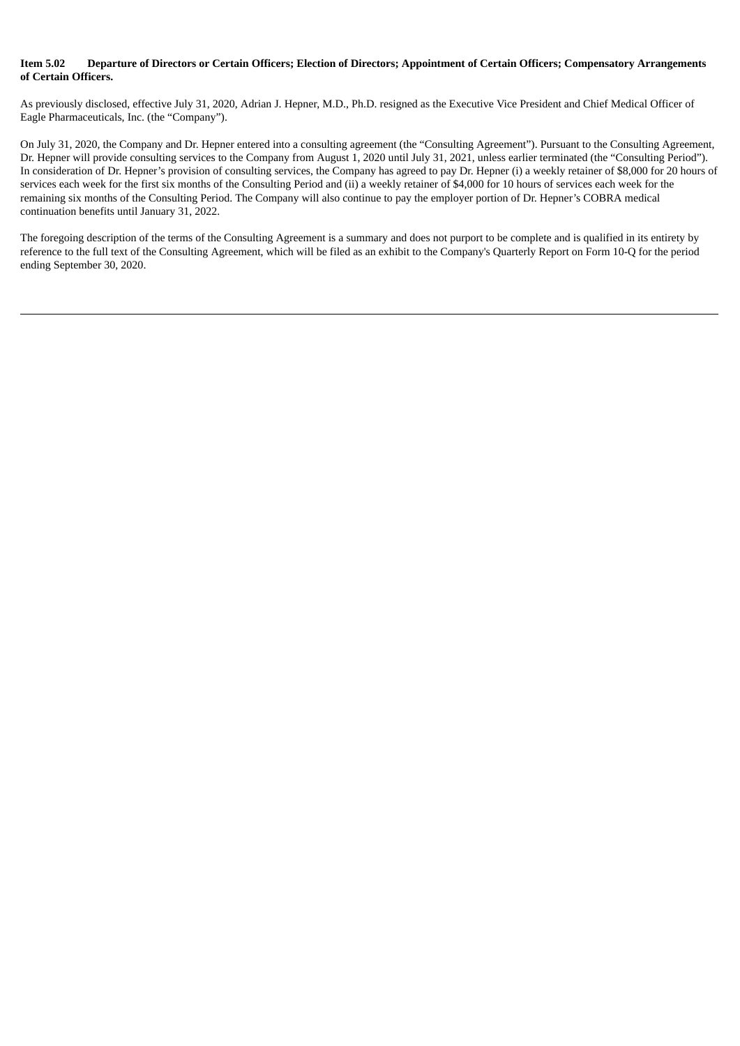**Item 5.02 Departure of Directors or Certain Officers; Election of Directors; Appointment of Certain Officers; Compensatory Arrangements of Certain Officers.**

As previously disclosed, effective July 31, 2020, Adrian J. Hepner, M.D., Ph.D. resigned as the Executive Vice President and Chief Medical Officer of Eagle Pharmaceuticals, Inc. (the "Company").

On July 31, 2020, the Company and Dr. Hepner entered into a consulting agreement (the "Consulting Agreement"). Pursuant to the Consulting Agreement, Dr. Hepner will provide consulting services to the Company from August 1, 2020 until July 31, 2021, unless earlier terminated (the "Consulting Period"). In consideration of Dr. Hepner's provision of consulting services, the Company has agreed to pay Dr. Hepner (i) a weekly retainer of $8,000 for 20 hours of services each week for the first six months of the Consulting Period and (ii) a weekly retainer of $4,000 for 10 hours of services each week for the remaining six months of the Consulting Period. The Company will also continue to pay the employer portion of Dr. Hepner's COBRA medical continuation benefits until January 31, 2022.

The foregoing description of the terms of the Consulting Agreement is a summary and does not purport to be complete and is qualified in its entirety by reference to the full text of the Consulting Agreement, which will be filed as an exhibit to the Company's Quarterly Report on Form 10-Q for the period ending September 30, 2020.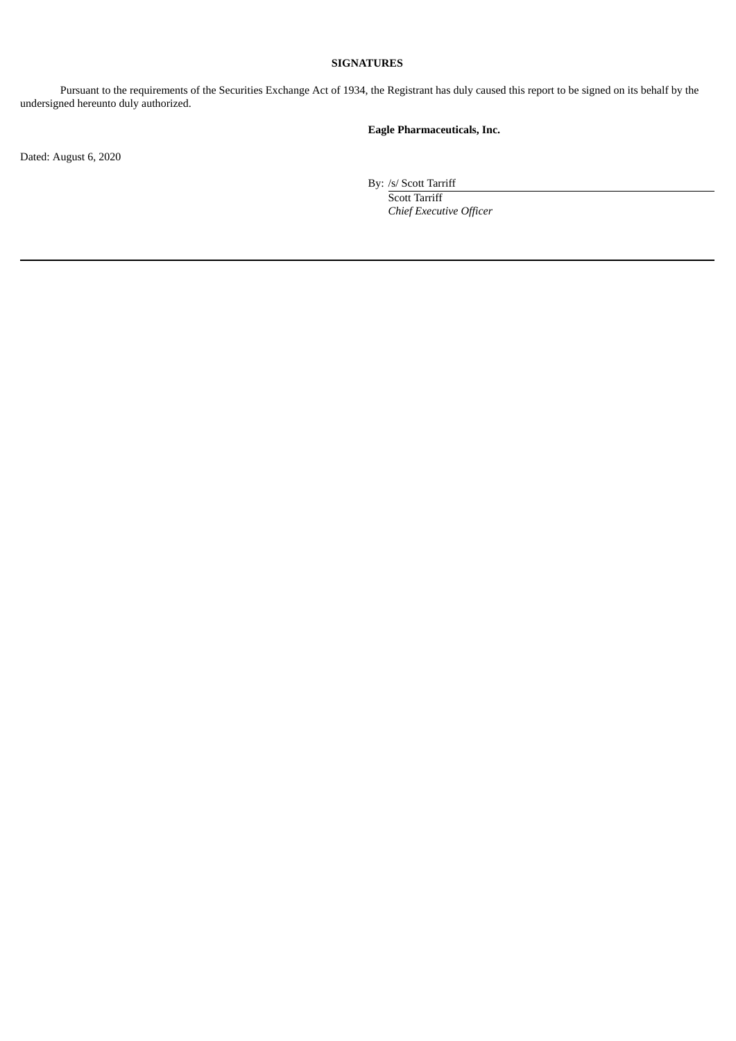**SIGNATURES**

Pursuant to the requirements of the Securities Exchange Act of 1934, the Registrant has duly caused this report to be signed on its behalf by the undersigned hereunto duly authorized.

**Eagle Pharmaceuticals, Inc.**

Dated: August 6, 2020

By: /s/ Scott Tarriff
Scott Tarriff
*Chief Executive Officer*